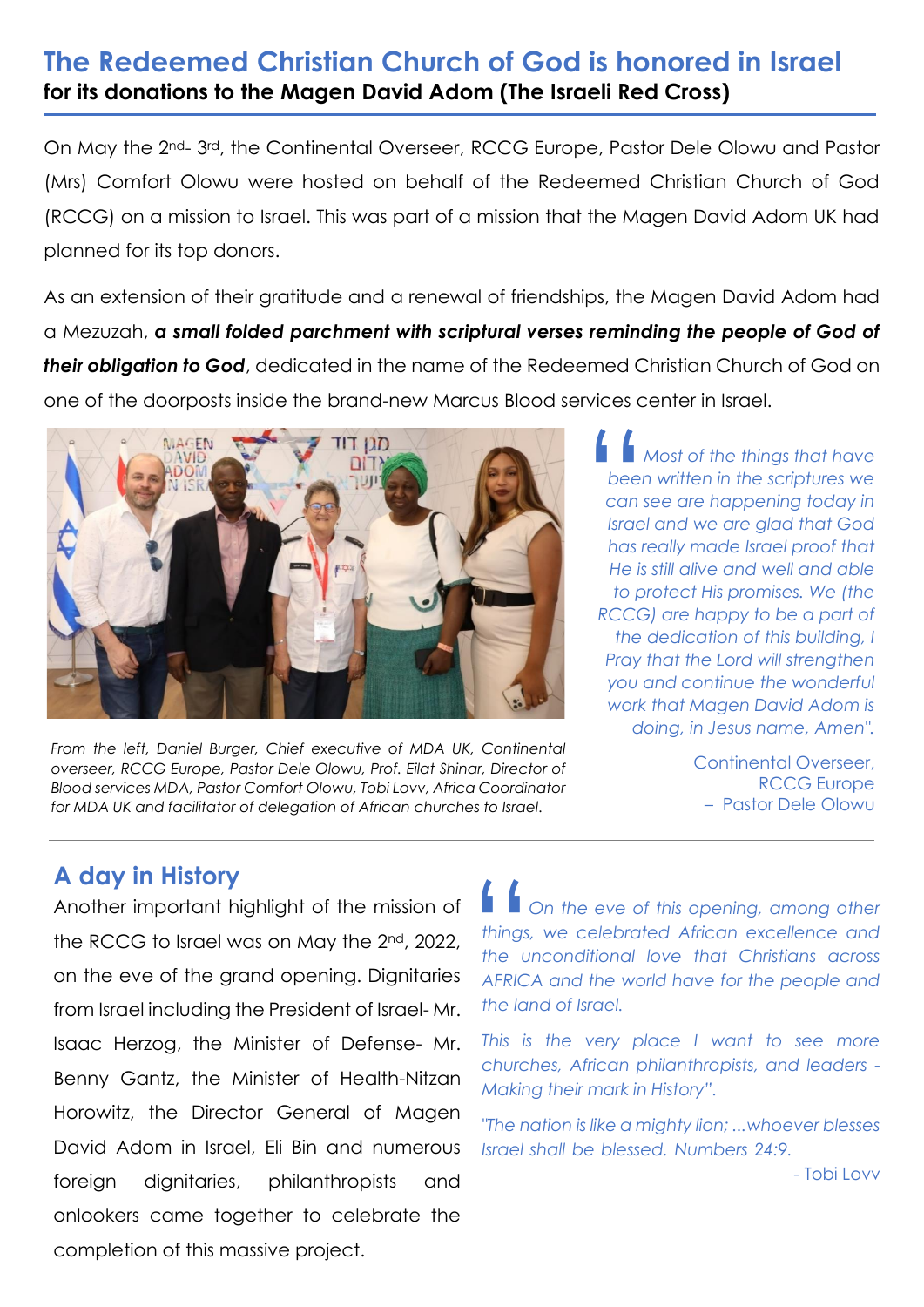# The Redeemed Christian Church of God is honored in Israel

**for its donations to the Magen David Adom (The Israeli Red Cross)**

On May the 2nd- 3rd, the Continental Overseer, RCCG Europe, Pastor Dele Olowu and Pastor (Mrs) Comfort Olowu were hosted on behalf of the Redeemed Christian Church of God (RCCG) on a mission to Israel. This was part of a mission that the Magen David Adom UK had planned for its top donors.

As an extension of their gratitude and a renewal of friendships, the Magen David Adom had a Mezuzah, ***a small folded parchment with scriptural verses reminding the people of God of their obligation to God***, dedicated in the name of the Redeemed Christian Church of God on one of the doorposts inside the brand-new Marcus Blood services center in Israel.

*From the left, Daniel Burger, Chief executive of MDA UK, Continental overseer, RCCG Europe, Pastor Dele Olowu, Prof. Eilat Shinar, Director of Blood services MDA, Pastor Comfort Olowu, Tobi Lovv, Africa Coordinator for MDA UK and facilitator of delegation of African churches to Israel.*

> *"Most of the things that have been written in the scriptures we can see are happening today in Israel and we are glad that God has really made Israel proof that He is still alive and well and able to protect His promises. We (the RCCG) are happy to be a part of the dedication of this building, I Pray that the Lord will strengthen you and continue the wonderful work that Magen David Adom is doing, in Jesus name, Amen".*
>
> Continental Overseer, RCCG Europe – Pastor Dele Olowu

## A day in History

Another important highlight of the mission of the RCCG to Israel was on May the 2nd, 2022, on the eve of the grand opening. Dignitaries from Israel including the President of Israel- Mr. Isaac Herzog, the Minister of Defense- Mr. Benny Gantz, the Minister of Health-Nitzan Horowitz, the Director General of Magen David Adom in Israel, Eli Bin and numerous foreign dignitaries, philanthropists and onlookers came together to celebrate the completion of this massive project.

> *"On the eve of this opening, among other things, we celebrated African excellence and the unconditional love that Christians across AFRICA and the world have for the people and the land of Israel.*
>
> *This is the very place I want to see more churches, African philanthropists, and leaders - Making their mark in History".*
>
> *"The nation is like a mighty lion; ...whoever blesses Israel shall be blessed. Numbers 24:9.*
>
> - Tobi Lovv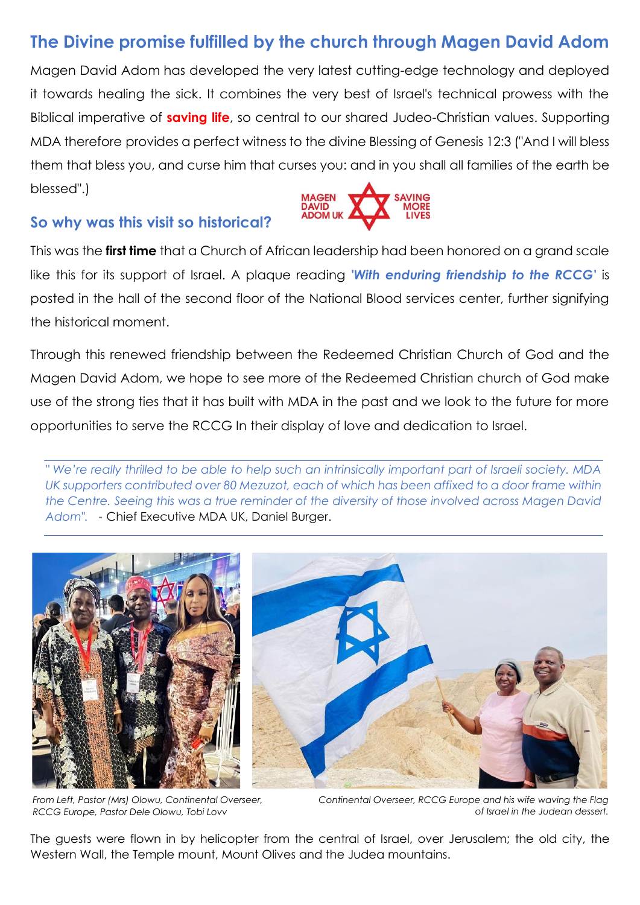## The Divine promise fulfilled by the church through Magen David Adom

Magen David Adom has developed the very latest cutting-edge technology and deployed it towards healing the sick. It combines the very best of Israel's technical prowess with the Biblical imperative of **saving life**, so central to our shared Judeo-Christian values. Supporting MDA therefore provides a perfect witness to the divine Blessing of Genesis 12:3 ("And I will bless them that bless you, and curse him that curses you: and in you shall all families of the earth be blessed".)

MAGEN DAVID ADOM UK SAVING MORE LIVES

### So why was this visit so historical?

This was the **first time** that a Church of African leadership had been honored on a grand scale like this for its support of Israel. A plaque reading ***'With enduring friendship to the RCCG'*** is posted in the hall of the second floor of the National Blood services center, further signifying the historical moment.

Through this renewed friendship between the Redeemed Christian Church of God and the Magen David Adom, we hope to see more of the Redeemed Christian church of God make use of the strong ties that it has built with MDA in the past and we look to the future for more opportunities to serve the RCCG In their display of love and dedication to Israel.

> *" We're really thrilled to be able to help such an intrinsically important part of Israeli society. MDA UK supporters contributed over 80 Mezuzot, each of which has been affixed to a door frame within the Centre. Seeing this was a true reminder of the diversity of those involved across Magen David Adom".* - Chief Executive MDA UK, Daniel Burger.

*From Left, Pastor (Mrs) Olowu, Continental Overseer, RCCG Europe, Pastor Dele Olowu, Tobi Lovv*

*Continental Overseer, RCCG Europe and his wife waving the Flag of Israel in the Judean dessert.*

The guests were flown in by helicopter from the central of Israel, over Jerusalem; the old city, the Western Wall, the Temple mount, Mount Olives and the Judea mountains.